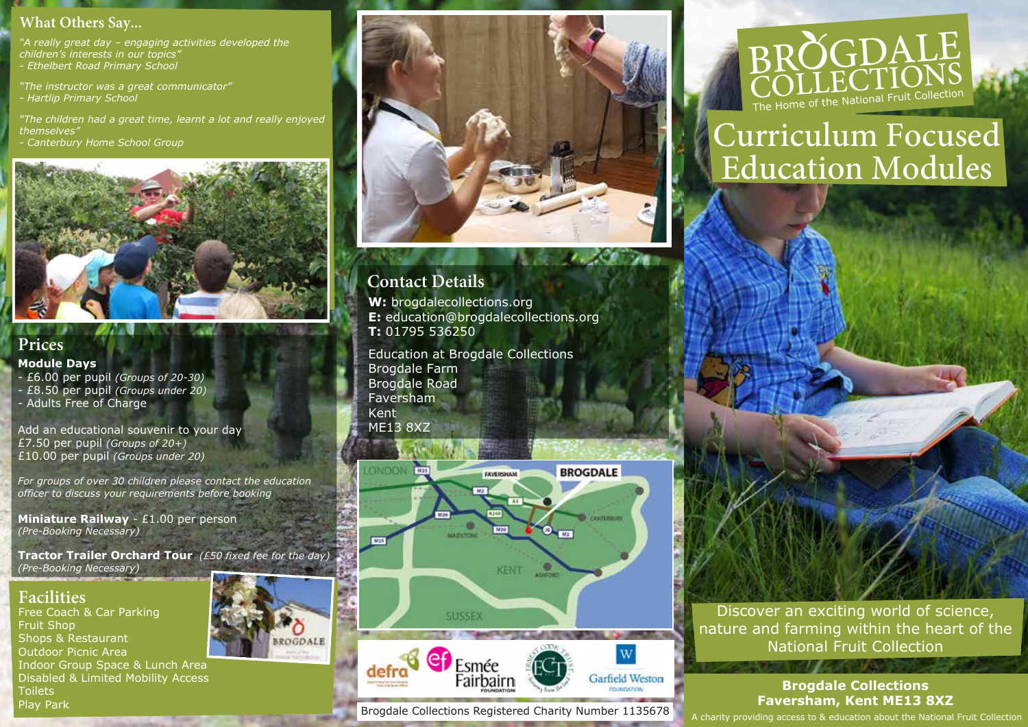# BROGDALE COLLECTIONS

The Home of the National Fruit Collection

# Curriculum Focused Education Modules

Discover an exciting world of science, nature and farming within the heart of the National Fruit Collection

**Brogdale Collections**
**Faversham, Kent ME13 8XZ**

A charity providing access to & education about the National Fruit Collection

## What Others Say...

*"A really great day – engaging activities developed the children's interests in our topics"*
*- Ethelbert Road Primary School*

*"The instructor was a great communicator"*
*- Hartlip Primary School*

*"The children had a great time, learnt a lot and really enjoyed themselves"*
*- Canterbury Home School Group*

## Prices

**Module Days**

- £6.00 per pupil *(Groups of 20-30)*
- £8.50 per pupil *(Groups under 20)*
- Adults Free of Charge

Add an educational souvenir to your day
£7.50 per pupil *(Groups of 20+)*
£10.00 per pupil *(Groups under 20)*

*For groups of over 30 children please contact the education officer to discuss your requirements before booking*

**Miniature Railway** - £1.00 per person
*(Pre-Booking Necessary)*

**Tractor Trailer Orchard Tour** *(£50 fixed fee for the day)*
*(Pre-Booking Necessary)*

## Facilities

Free Coach & Car Parking
Fruit Shop
Shops & Restaurant
Outdoor Picnic Area
Indoor Group Space & Lunch Area
Disabled & Limited Mobility Access
Toilets
Play Park

## Contact Details

**W:** brogdalecollections.org
**E:** education@brogdalecollections.org
**T:** 01795 536250

Education at Brogdale Collections
Brogdale Farm
Brogdale Road
Faversham
Kent
ME13 8XZ

defra · Esmée Fairbairn Foundation · Ernest Cook Trust · Garfield Weston Foundation

Brogdale Collections Registered Charity Number 1135678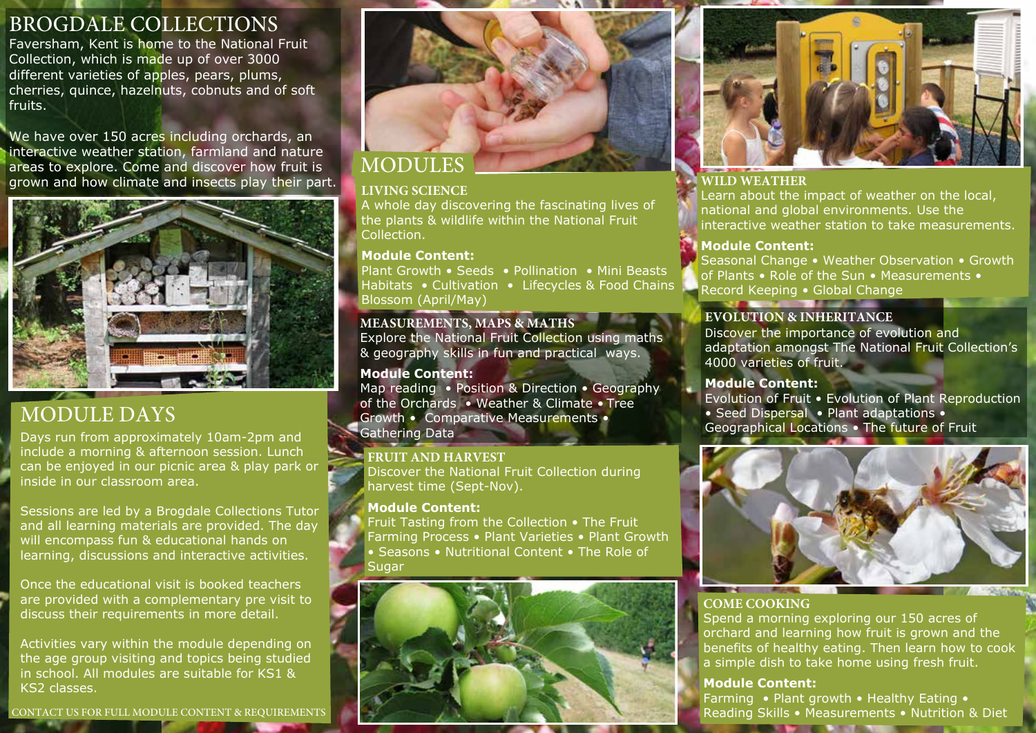# BROGDALE COLLECTIONS

Faversham, Kent is home to the National Fruit Collection, which is made up of over 3000 different varieties of apples, pears, plums, cherries, quince, hazelnuts, cobnuts and of soft fruits.

We have over 150 acres including orchards, an interactive weather station, farmland and nature areas to explore. Come and discover how fruit is grown and how climate and insects play their part.

# MODULE DAYS

Days run from approximately 10am-2pm and include a morning & afternoon session. Lunch can be enjoyed in our picnic area & play park or inside in our classroom area.

Sessions are led by a Brogdale Collections Tutor and all learning materials are provided. The day will encompass fun & educational hands on learning, discussions and interactive activities.

Once the educational visit is booked teachers are provided with a complementary pre visit to discuss their requirements in more detail.

Activities vary within the module depending on the age group visiting and topics being studied in school. All modules are suitable for KS1 & KS2 classes.

CONTACT US FOR FULL MODULE CONTENT & REQUIREMENTS

# MODULES

## LIVING SCIENCE

A whole day discovering the fascinating lives of the plants & wildlife within the National Fruit Collection.

**Module Content:**
Plant Growth • Seeds • Pollination • Mini Beasts Habitats • Cultivation • Lifecycles & Food Chains Blossom (April/May)

## MEASUREMENTS, MAPS & MATHS

Explore the National Fruit Collection using maths & geography skills in fun and practical ways.

**Module Content:**
Map reading • Position & Direction • Geography of the Orchards • Weather & Climate • Tree Growth • Comparative Measurements • Gathering Data

## FRUIT AND HARVEST

Discover the National Fruit Collection during harvest time (Sept-Nov).

**Module Content:**
Fruit Tasting from the Collection • The Fruit Farming Process • Plant Varieties • Plant Growth • Seasons • Nutritional Content • The Role of Sugar

## WILD WEATHER

Learn about the impact of weather on the local, national and global environments. Use the interactive weather station to take measurements.

**Module Content:**
Seasonal Change • Weather Observation • Growth of Plants • Role of the Sun • Measurements • Record Keeping • Global Change

## EVOLUTION & INHERITANCE

Discover the importance of evolution and adaptation amongst The National Fruit Collection's 4000 varieties of fruit.

**Module Content:**
Evolution of Fruit • Evolution of Plant Reproduction • Seed Dispersal • Plant adaptations • Geographical Locations • The future of Fruit

## COME COOKING

Spend a morning exploring our 150 acres of orchard and learning how fruit is grown and the benefits of healthy eating. Then learn how to cook a simple dish to take home using fresh fruit.

**Module Content:**
Farming • Plant growth • Healthy Eating • Reading Skills • Measurements • Nutrition & Diet